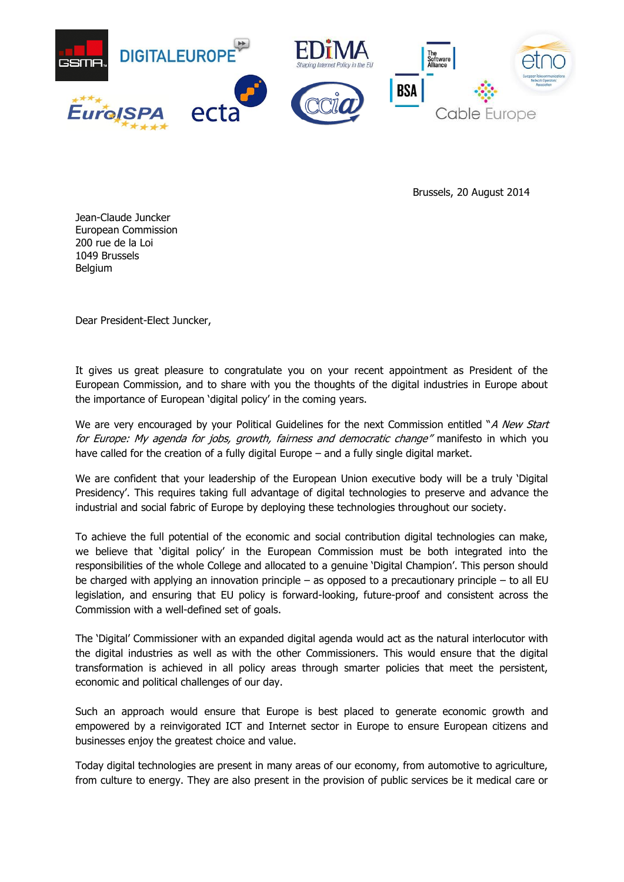Brussels, 20 August 2014

Jean-Claude Juncker
European Commission
200 rue de la Loi
1049 Brussels
Belgium

Dear President-Elect Juncker,

It gives us great pleasure to congratulate you on your recent appointment as President of the European Commission, and to share with you the thoughts of the digital industries in Europe about the importance of European 'digital policy' in the coming years.

We are very encouraged by your Political Guidelines for the next Commission entitled "*A New Start for Europe: My agenda for jobs, growth, fairness and democratic change"* manifesto in which you have called for the creation of a fully digital Europe – and a fully single digital market.

We are confident that your leadership of the European Union executive body will be a truly 'Digital Presidency'. This requires taking full advantage of digital technologies to preserve and advance the industrial and social fabric of Europe by deploying these technologies throughout our society.

To achieve the full potential of the economic and social contribution digital technologies can make, we believe that 'digital policy' in the European Commission must be both integrated into the responsibilities of the whole College and allocated to a genuine 'Digital Champion'. This person should be charged with applying an innovation principle – as opposed to a precautionary principle – to all EU legislation, and ensuring that EU policy is forward-looking, future-proof and consistent across the Commission with a well-defined set of goals.

The 'Digital' Commissioner with an expanded digital agenda would act as the natural interlocutor with the digital industries as well as with the other Commissioners. This would ensure that the digital transformation is achieved in all policy areas through smarter policies that meet the persistent, economic and political challenges of our day.

Such an approach would ensure that Europe is best placed to generate economic growth and empowered by a reinvigorated ICT and Internet sector in Europe to ensure European citizens and businesses enjoy the greatest choice and value.

Today digital technologies are present in many areas of our economy, from automotive to agriculture, from culture to energy. They are also present in the provision of public services be it medical care or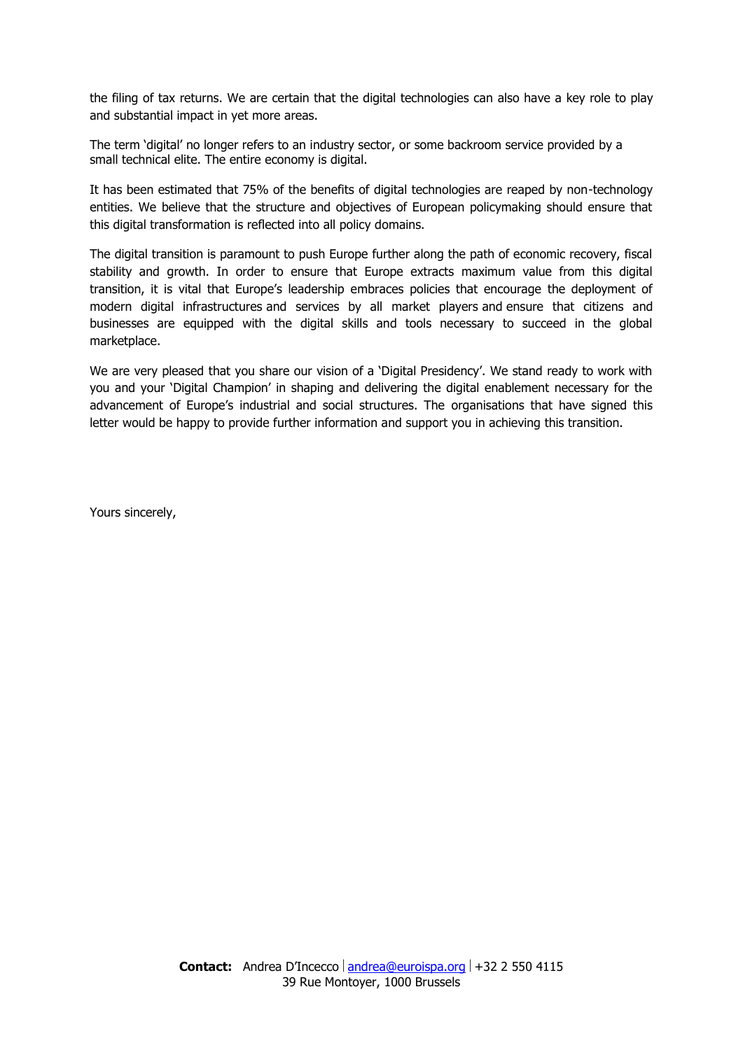the filing of tax returns. We are certain that the digital technologies can also have a key role to play and substantial impact in yet more areas.

The term 'digital' no longer refers to an industry sector, or some backroom service provided by a small technical elite. The entire economy is digital.

It has been estimated that 75% of the benefits of digital technologies are reaped by non-technology entities. We believe that the structure and objectives of European policymaking should ensure that this digital transformation is reflected into all policy domains.

The digital transition is paramount to push Europe further along the path of economic recovery, fiscal stability and growth. In order to ensure that Europe extracts maximum value from this digital transition, it is vital that Europe's leadership embraces policies that encourage the deployment of modern digital infrastructures and services by all market players and ensure that citizens and businesses are equipped with the digital skills and tools necessary to succeed in the global marketplace.

We are very pleased that you share our vision of a 'Digital Presidency'. We stand ready to work with you and your 'Digital Champion' in shaping and delivering the digital enablement necessary for the advancement of Europe's industrial and social structures. The organisations that have signed this letter would be happy to provide further information and support you in achieving this transition.

Yours sincerely,

**Contact:** Andrea D'Incecco | andrea@euroispa.org | +32 2 550 4115
39 Rue Montoyer, 1000 Brussels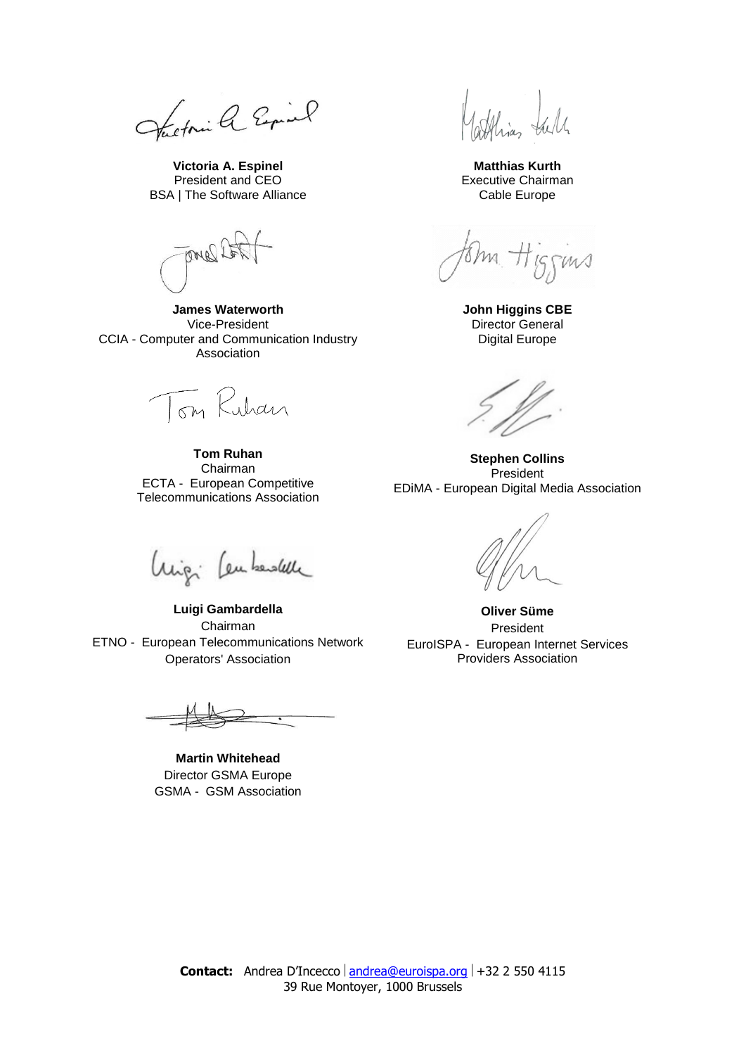**Victoria A. Espinel**
President and CEO
BSA | The Software Alliance

**Matthias Kurth**
Executive Chairman
Cable Europe

**James Waterworth**
Vice-President
CCIA - Computer and Communication Industry Association

**John Higgins CBE**
Director General
Digital Europe

**Tom Ruhan**
Chairman
ECTA - European Competitive Telecommunications Association

**Stephen Collins**
President
EDiMA - European Digital Media Association

**Luigi Gambardella**
Chairman
ETNO - European Telecommunications Network Operators' Association

**Oliver Süme**
President
EuroISPA - European Internet Services Providers Association

**Martin Whitehead**
Director GSMA Europe
GSMA - GSM Association

**Contact:** Andrea D'Incecco | andrea@euroispa.org | +32 2 550 4115
39 Rue Montoyer, 1000 Brussels